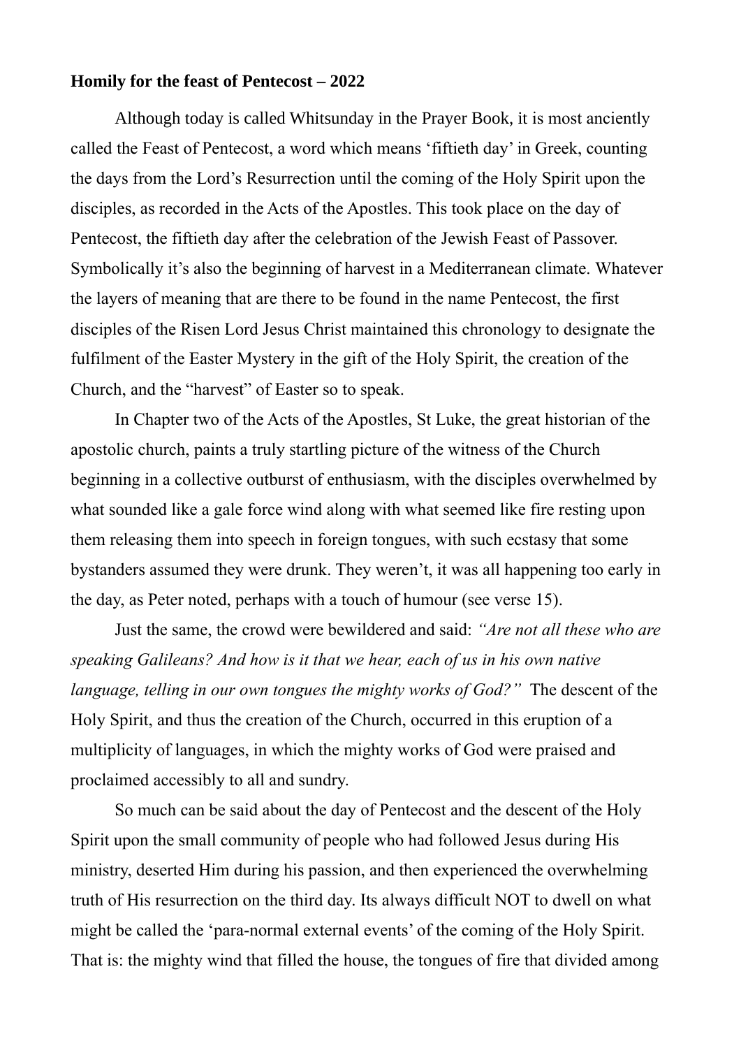**Homily for the feast of Pentecost – 2022**

Although today is called Whitsunday in the Prayer Book, it is most anciently called the Feast of Pentecost, a word which means 'fiftieth day' in Greek, counting the days from the Lord's Resurrection until the coming of the Holy Spirit upon the disciples, as recorded in the Acts of the Apostles. This took place on the day of Pentecost, the fiftieth day after the celebration of the Jewish Feast of Passover. Symbolically it's also the beginning of harvest in a Mediterranean climate. Whatever the layers of meaning that are there to be found in the name Pentecost, the first disciples of the Risen Lord Jesus Christ maintained this chronology to designate the fulfilment of the Easter Mystery in the gift of the Holy Spirit, the creation of the Church, and the "harvest" of Easter so to speak.

In Chapter two of the Acts of the Apostles, St Luke, the great historian of the apostolic church, paints a truly startling picture of the witness of the Church beginning in a collective outburst of enthusiasm, with the disciples overwhelmed by what sounded like a gale force wind along with what seemed like fire resting upon them releasing them into speech in foreign tongues, with such ecstasy that some bystanders assumed they were drunk. They weren't, it was all happening too early in the day, as Peter noted, perhaps with a touch of humour (see verse 15).

Just the same, the crowd were bewildered and said: *"Are not all these who are speaking Galileans? And how is it that we hear, each of us in his own native language, telling in our own tongues the mighty works of God?"* The descent of the Holy Spirit, and thus the creation of the Church, occurred in this eruption of a multiplicity of languages, in which the mighty works of God were praised and proclaimed accessibly to all and sundry.

So much can be said about the day of Pentecost and the descent of the Holy Spirit upon the small community of people who had followed Jesus during His ministry, deserted Him during his passion, and then experienced the overwhelming truth of His resurrection on the third day. Its always difficult NOT to dwell on what might be called the 'para-normal external events' of the coming of the Holy Spirit. That is: the mighty wind that filled the house, the tongues of fire that divided among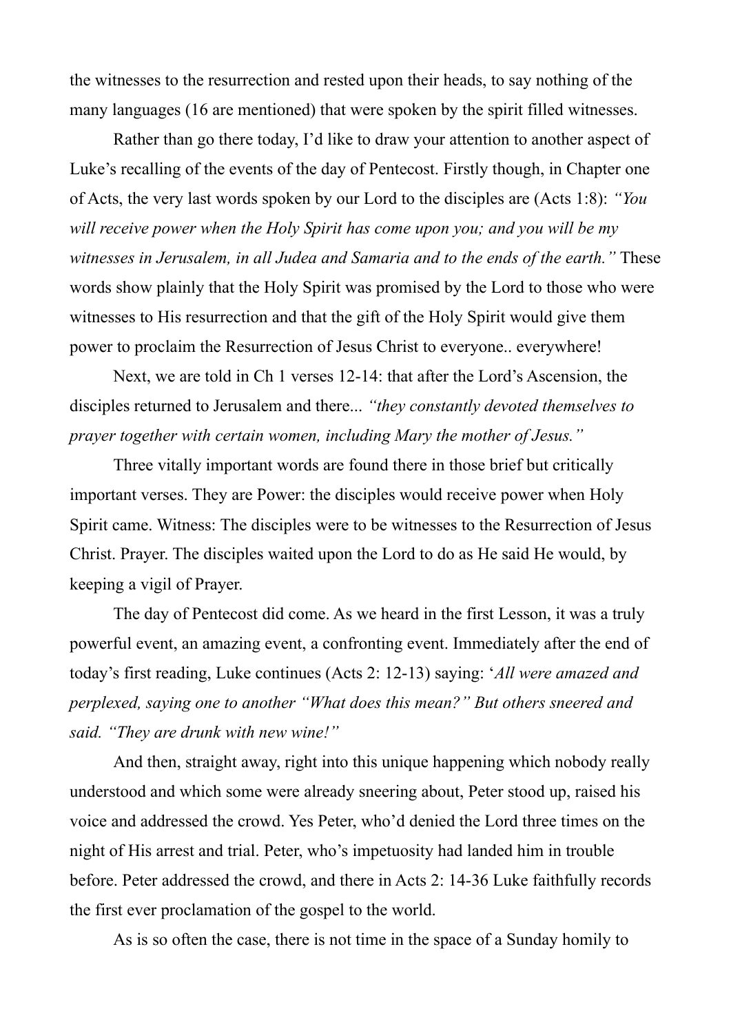the witnesses to the resurrection and rested upon their heads, to say nothing of the many languages (16 are mentioned) that were spoken by the spirit filled witnesses.

Rather than go there today, I'd like to draw your attention to another aspect of Luke's recalling of the events of the day of Pentecost. Firstly though, in Chapter one of Acts, the very last words spoken by our Lord to the disciples are (Acts 1:8): *"You will receive power when the Holy Spirit has come upon you; and you will be my witnesses in Jerusalem, in all Judea and Samaria and to the ends of the earth."* These words show plainly that the Holy Spirit was promised by the Lord to those who were witnesses to His resurrection and that the gift of the Holy Spirit would give them power to proclaim the Resurrection of Jesus Christ to everyone.. everywhere!

Next, we are told in Ch 1 verses 12-14: that after the Lord's Ascension, the disciples returned to Jerusalem and there... *"they constantly devoted themselves to prayer together with certain women, including Mary the mother of Jesus."*

Three vitally important words are found there in those brief but critically important verses. They are Power: the disciples would receive power when Holy Spirit came. Witness: The disciples were to be witnesses to the Resurrection of Jesus Christ. Prayer. The disciples waited upon the Lord to do as He said He would, by keeping a vigil of Prayer.

The day of Pentecost did come. As we heard in the first Lesson, it was a truly powerful event, an amazing event, a confronting event. Immediately after the end of today's first reading, Luke continues (Acts 2: 12-13) saying: '*All were amazed and perplexed, saying one to another "What does this mean?" But others sneered and said. "They are drunk with new wine!"*

And then, straight away, right into this unique happening which nobody really understood and which some were already sneering about, Peter stood up, raised his voice and addressed the crowd. Yes Peter, who'd denied the Lord three times on the night of His arrest and trial. Peter, who's impetuosity had landed him in trouble before. Peter addressed the crowd, and there in Acts 2: 14-36 Luke faithfully records the first ever proclamation of the gospel to the world.

As is so often the case, there is not time in the space of a Sunday homily to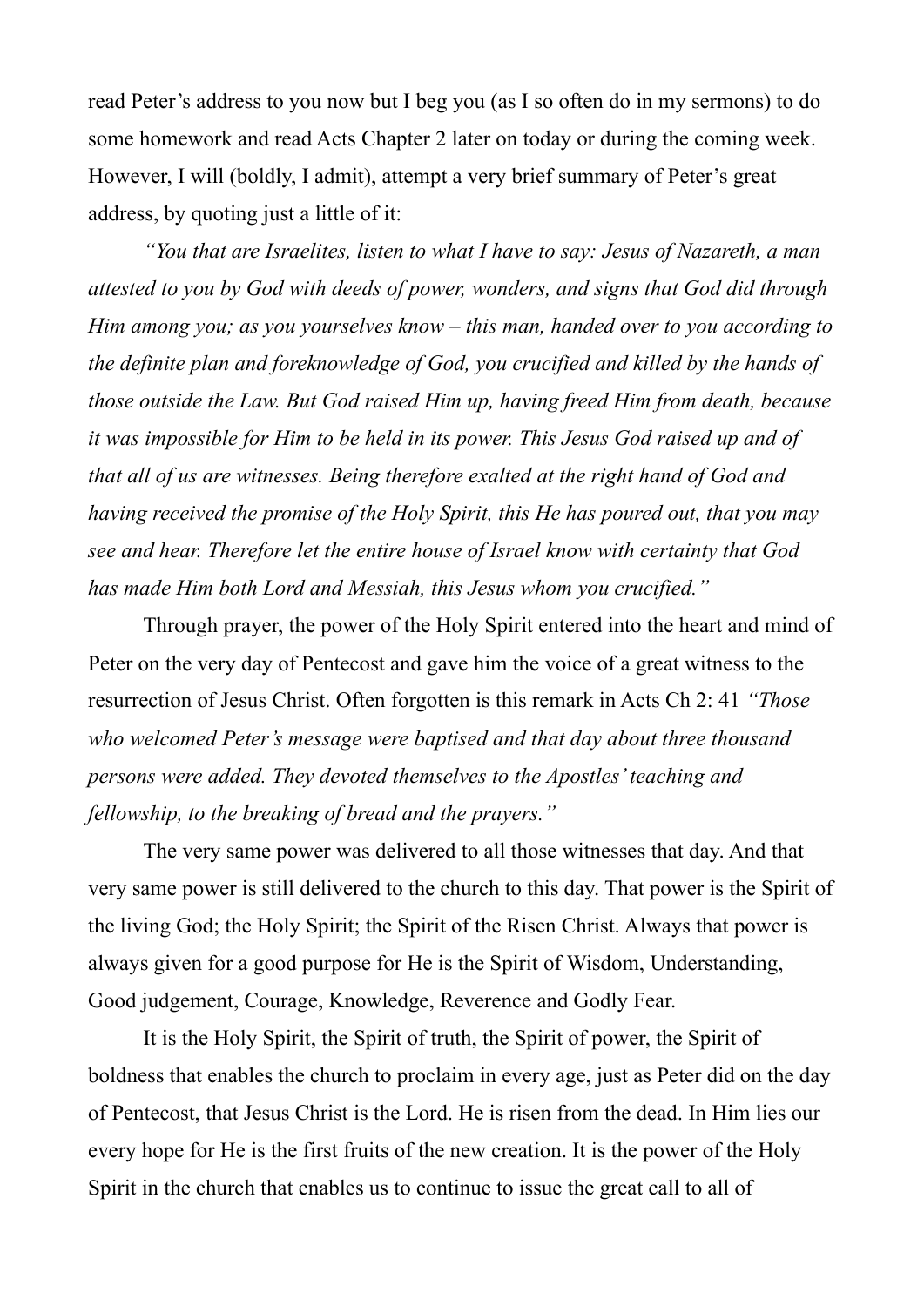read Peter's address to you now but I beg you (as I so often do in my sermons) to do some homework and read Acts Chapter 2 later on today or during the coming week. However, I will (boldly, I admit), attempt a very brief summary of Peter's great address, by quoting just a little of it:

*"You that are Israelites, listen to what I have to say: Jesus of Nazareth, a man attested to you by God with deeds of power, wonders, and signs that God did through Him among you; as you yourselves know – this man, handed over to you according to the definite plan and foreknowledge of God, you crucified and killed by the hands of those outside the Law. But God raised Him up, having freed Him from death, because it was impossible for Him to be held in its power. This Jesus God raised up and of that all of us are witnesses. Being therefore exalted at the right hand of God and having received the promise of the Holy Spirit, this He has poured out, that you may see and hear. Therefore let the entire house of Israel know with certainty that God has made Him both Lord and Messiah, this Jesus whom you crucified."*

Through prayer, the power of the Holy Spirit entered into the heart and mind of Peter on the very day of Pentecost and gave him the voice of a great witness to the resurrection of Jesus Christ. Often forgotten is this remark in Acts Ch 2: 41 *"Those who welcomed Peter's message were baptised and that day about three thousand persons were added. They devoted themselves to the Apostles' teaching and fellowship, to the breaking of bread and the prayers."*

The very same power was delivered to all those witnesses that day. And that very same power is still delivered to the church to this day. That power is the Spirit of the living God; the Holy Spirit; the Spirit of the Risen Christ. Always that power is always given for a good purpose for He is the Spirit of Wisdom, Understanding, Good judgement, Courage, Knowledge, Reverence and Godly Fear.

It is the Holy Spirit, the Spirit of truth, the Spirit of power, the Spirit of boldness that enables the church to proclaim in every age, just as Peter did on the day of Pentecost, that Jesus Christ is the Lord. He is risen from the dead. In Him lies our every hope for He is the first fruits of the new creation. It is the power of the Holy Spirit in the church that enables us to continue to issue the great call to all of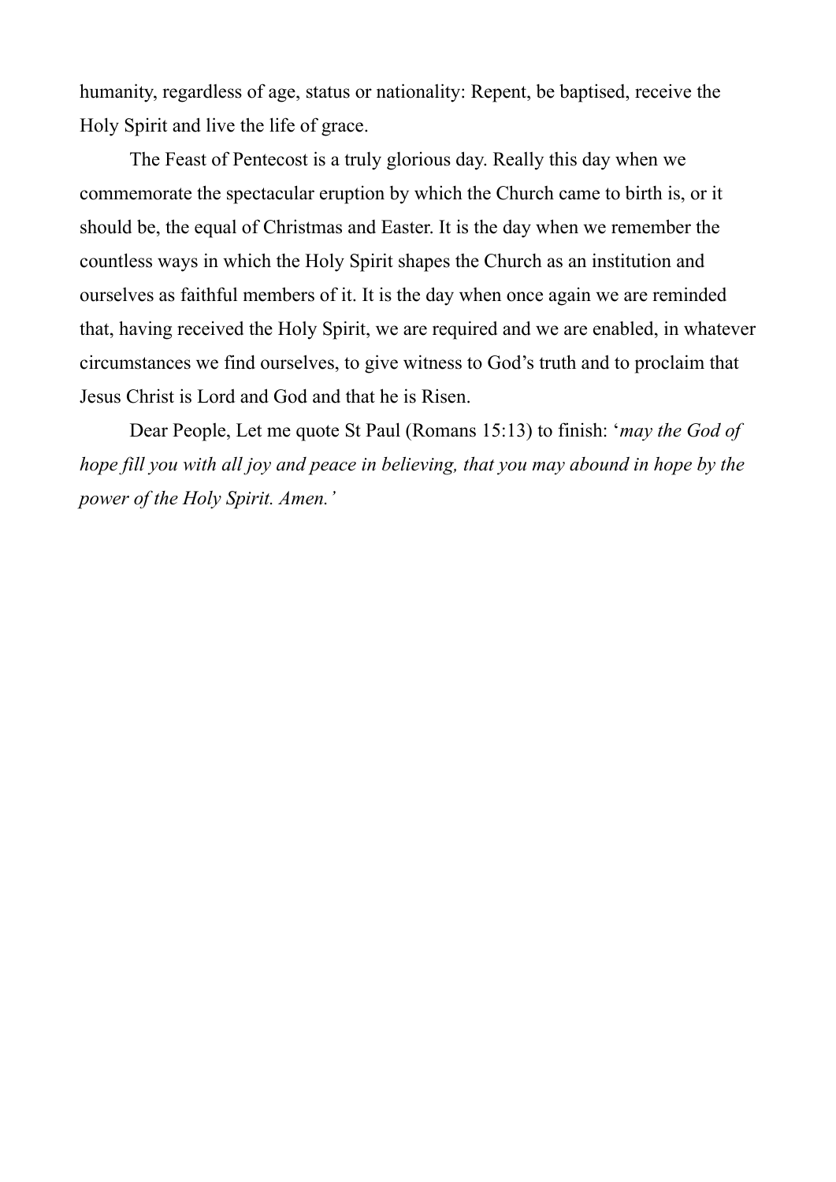humanity, regardless of age, status or nationality: Repent, be baptised, receive the Holy Spirit and live the life of grace.

The Feast of Pentecost is a truly glorious day. Really this day when we commemorate the spectacular eruption by which the Church came to birth is, or it should be, the equal of Christmas and Easter. It is the day when we remember the countless ways in which the Holy Spirit shapes the Church as an institution and ourselves as faithful members of it. It is the day when once again we are reminded that, having received the Holy Spirit, we are required and we are enabled, in whatever circumstances we find ourselves, to give witness to God's truth and to proclaim that Jesus Christ is Lord and God and that he is Risen.

Dear People, Let me quote St Paul (Romans 15:13) to finish: '*may the God of hope fill you with all joy and peace in believing, that you may abound in hope by the power of the Holy Spirit. Amen.'*